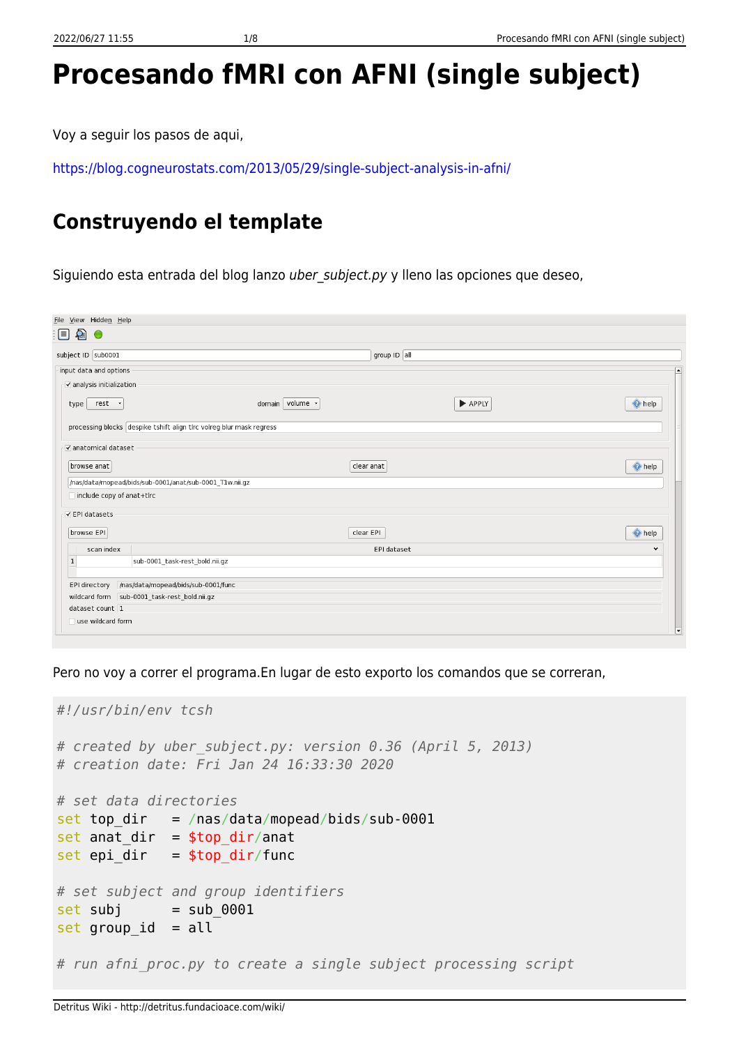# Procesando fMRI con AFNI (single subject)

Voy a seguir los pasos de aqui,

https://blog.cogneurostats.com/2013/05/29/single-subject-analysis-in-afni/

## Construyendo el template

Siguiendo esta entrada del blog lanzo *uber_subject.py* y lleno las opciones que deseo,

Pero no voy a correr el programa.En lugar de esto exporto los comandos que se correran,

```
#!/usr/bin/env tcsh

# created by uber_subject.py: version 0.36 (April 5, 2013)
# creation date: Fri Jan 24 16:33:30 2020

# set data directories
set top_dir   = /nas/data/mopead/bids/sub-0001
set anat_dir  = $top_dir/anat
set epi_dir   = $top_dir/func

# set subject and group identifiers
set subj      = sub_0001
set group_id  = all

# run afni_proc.py to create a single subject processing script
```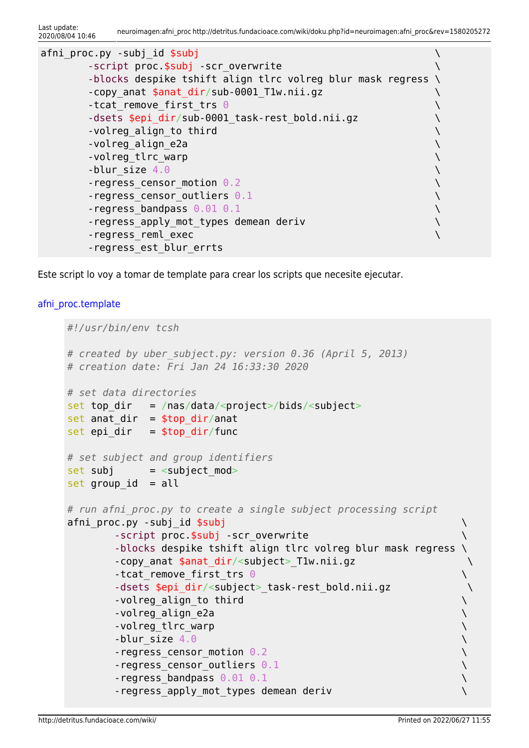```
afni_proc.py -subj_id $subj                                        \
        -script proc.$subj -scr_overwrite                          \
        -blocks despike tshift align tlrc volreg blur mask regress \
        -copy_anat $anat_dir/sub-0001_T1w.nii.gz                   \
        -tcat_remove_first_trs 0                                   \
        -dsets $epi_dir/sub-0001_task-rest_bold.nii.gz             \
        -volreg_align_to third                                     \
        -volreg_align_e2a                                          \
        -volreg_tlrc_warp                                          \
        -blur_size 4.0                                             \
        -regress_censor_motion 0.2                                 \
        -regress_censor_outliers 0.1                               \
        -regress_bandpass 0.01 0.1                                 \
        -regress_apply_mot_types demean deriv                      \
        -regress_reml_exec                                         \
        -regress_est_blur_errts
```

Este script lo voy a tomar de template para crear los scripts que necesite ejecutar.

afni_proc.template

```
#!/usr/bin/env tcsh

# created by uber_subject.py: version 0.36 (April 5, 2013)
# creation date: Fri Jan 24 16:33:30 2020

# set data directories
set top_dir   = /nas/data/<project>/bids/<subject>
set anat_dir  = $top_dir/anat
set epi_dir   = $top_dir/func

# set subject and group identifiers
set subj      = <subject_mod>
set group_id  = all

# run afni_proc.py to create a single subject processing script
afni_proc.py -subj_id $subj                                        \
        -script proc.$subj -scr_overwrite                          \
        -blocks despike tshift align tlrc volreg blur mask regress \
        -copy_anat $anat_dir/<subject>_T1w.nii.gz                   \
        -tcat_remove_first_trs 0                                   \
        -dsets $epi_dir/<subject>_task-rest_bold.nii.gz             \
        -volreg_align_to third                                     \
        -volreg_align_e2a                                          \
        -volreg_tlrc_warp                                          \
        -blur_size 4.0                                             \
        -regress_censor_motion 0.2                                 \
        -regress_censor_outliers 0.1                               \
        -regress_bandpass 0.01 0.1                                 \
        -regress_apply_mot_types demean deriv                      \
```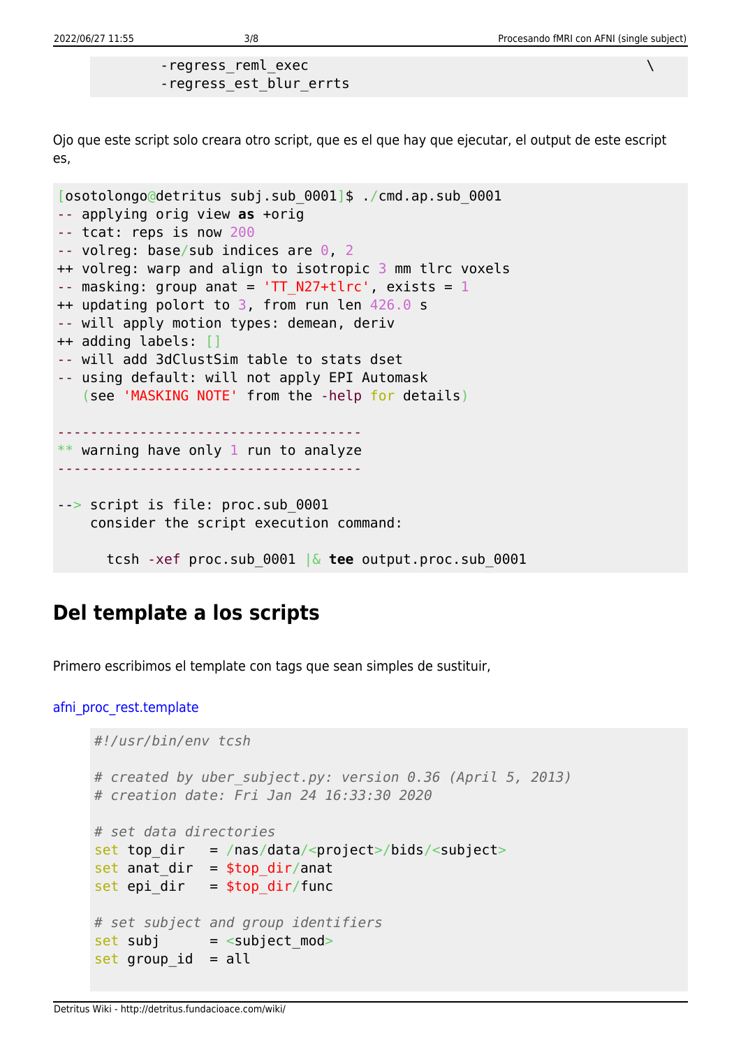```
        -regress_reml_exec                                                    \
        -regress_est_blur_errts
```

Ojo que este script solo creara otro script, que es el que hay que ejecutar, el output de este escript es,

```
[osotolongo@detritus subj.sub_0001]$ ./cmd.ap.sub_0001
-- applying orig view as +orig
-- tcat: reps is now 200
-- volreg: base/sub indices are 0, 2
++ volreg: warp and align to isotropic 3 mm tlrc voxels
-- masking: group anat = 'TT_N27+tlrc', exists = 1
++ updating polort to 3, from run len 426.0 s
-- will apply motion types: demean, deriv
++ adding labels: []
-- will add 3dClustSim table to stats dset
-- using default: will not apply EPI Automask
   (see 'MASKING NOTE' from the -help for details)

-------------------------------------
** warning have only 1 run to analyze
-------------------------------------

--> script is file: proc.sub_0001
    consider the script execution command:

      tcsh -xef proc.sub_0001 |& tee output.proc.sub_0001
```

## Del template a los scripts

Primero escribimos el template con tags que sean simples de sustituir,

afni_proc_rest.template

```
#!/usr/bin/env tcsh

# created by uber_subject.py: version 0.36 (April 5, 2013)
# creation date: Fri Jan 24 16:33:30 2020

# set data directories
set top_dir   = /nas/data/<project>/bids/<subject>
set anat_dir  = $top_dir/anat
set epi_dir   = $top_dir/func

# set subject and group identifiers
set subj      = <subject_mod>
set group_id  = all
```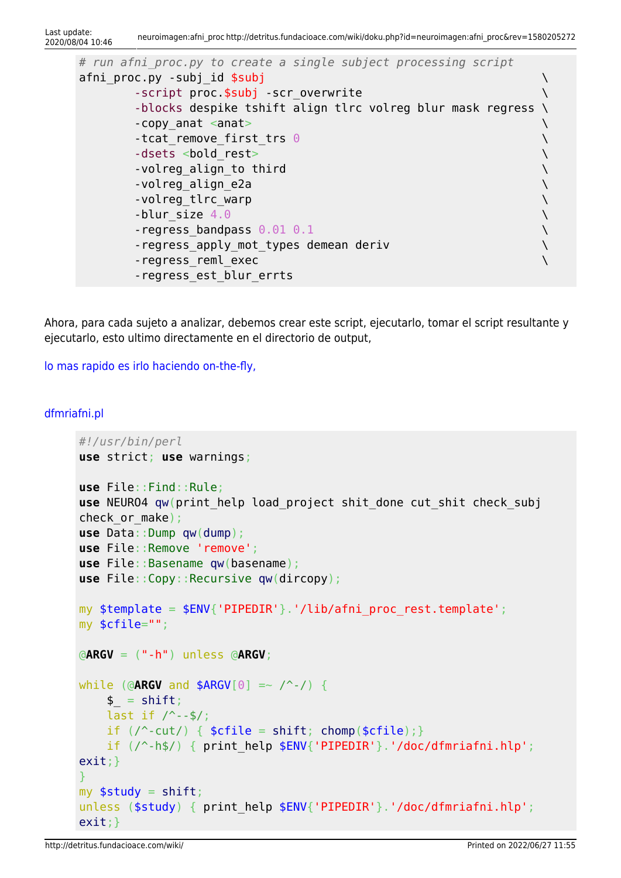```
# run afni_proc.py to create a single subject processing script
afni_proc.py -subj_id $subj                                          \
        -script proc.$subj -scr_overwrite                            \
        -blocks despike tshift align tlrc volreg blur mask regress \
        -copy_anat <anat>                                            \
        -tcat_remove_first_trs 0                                     \
        -dsets <bold_rest>                                           \
        -volreg_align_to third                                       \
        -volreg_align_e2a                                            \
        -volreg_tlrc_warp                                            \
        -blur_size 4.0                                               \
        -regress_bandpass 0.01 0.1                                   \
        -regress_apply_mot_types demean deriv                        \
        -regress_reml_exec                                           \
        -regress_est_blur_errts
```

Ahora, para cada sujeto a analizar, debemos crear este script, ejecutarlo, tomar el script resultante y ejecutarlo, esto ultimo directamente en el directorio de output,

lo mas rapido es irlo haciendo on-the-fly,

dfmriafni.pl

```
#!/usr/bin/perl
use strict; use warnings;

use File::Find::Rule;
use NEURO4 qw(print_help load_project shit_done cut_shit check_subj
check_or_make);
use Data::Dump qw(dump);
use File::Remove 'remove';
use File::Basename qw(basename);
use File::Copy::Recursive qw(dircopy);

my $template = $ENV{'PIPEDIR'}.'/lib/afni_proc_rest.template';
my $cfile="";

@ARGV = ("-h") unless @ARGV;

while (@ARGV and $ARGV[0] =~ /^-/) {
    $_ = shift;
    last if /^--$/;
    if (/^-cut/) { $cfile = shift; chomp($cfile);}
    if (/^-h$/) { print_help $ENV{'PIPEDIR'}.'/doc/dfmriafni.hlp';
exit;}
}
my $study = shift;
unless ($study) { print_help $ENV{'PIPEDIR'}.'/doc/dfmriafni.hlp';
exit;}
```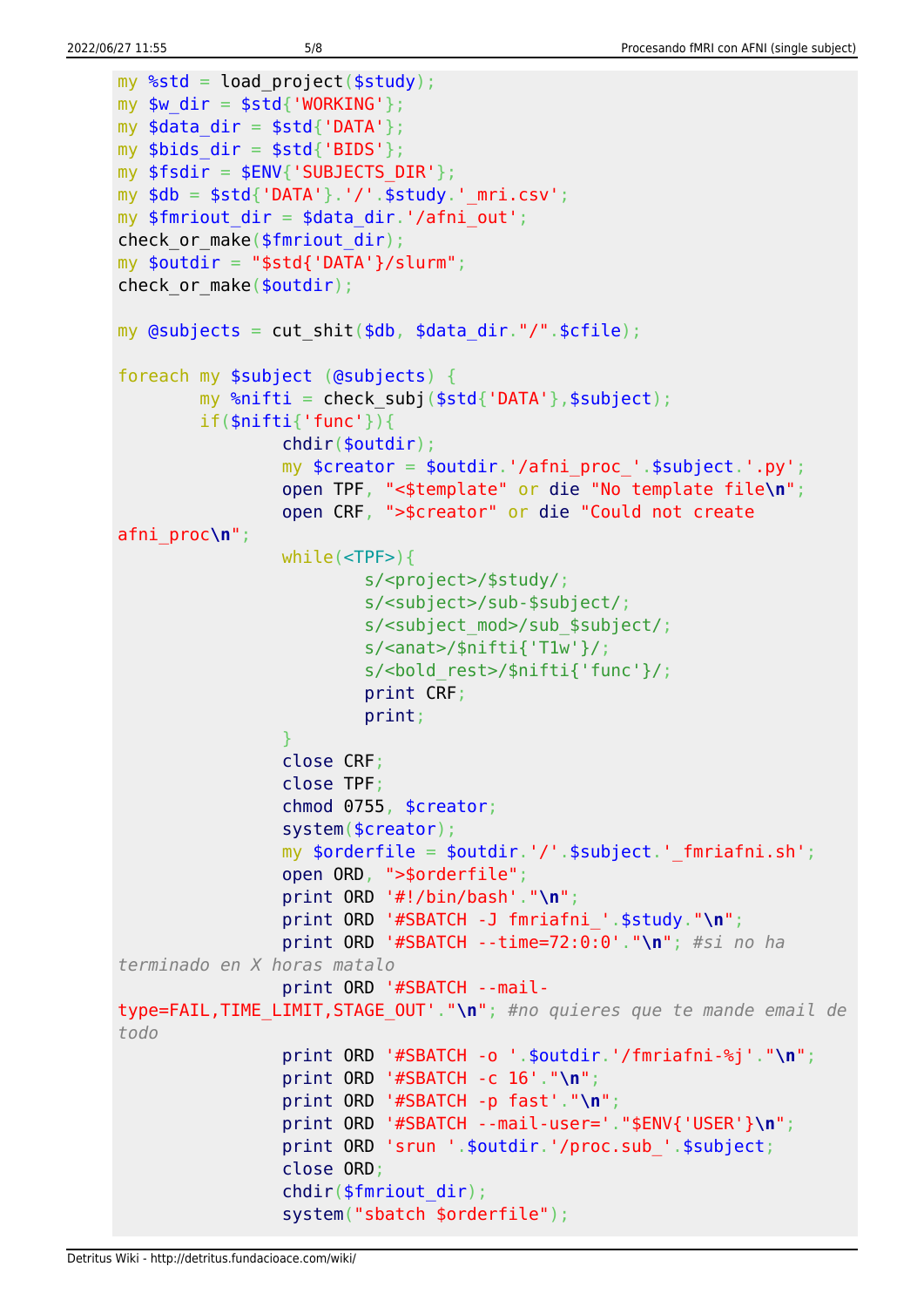```perl
my %std = load_project($study);
my $w_dir = $std{'WORKING'};
my $data_dir = $std{'DATA'};
my $bids_dir = $std{'BIDS'};
my $fsdir = $ENV{'SUBJECTS_DIR'};
my $db = $std{'DATA'}.'/'.$study.'_mri.csv';
my $fmriout_dir = $data_dir.'/afni_out';
check_or_make($fmriout_dir);
my $outdir = "$std{'DATA'}/slurm";
check_or_make($outdir);

my @subjects = cut_shit($db, $data_dir."/".$cfile);

foreach my $subject (@subjects) {
        my %nifti = check_subj($std{'DATA'},$subject);
        if($nifti{'func'}){
                chdir($outdir);
                my $creator = $outdir.'/afni_proc_'.$subject.'.py';
                open TPF, "<$template" or die "No template file\n";
                open CRF, ">$creator" or die "Could not create
afni_proc\n";
                while(<TPF>){
                        s/<project>/$study/;
                        s/<subject>/sub-$subject/;
                        s/<subject_mod>/sub_$subject/;
                        s/<anat>/$nifti{'T1w'}/;
                        s/<bold_rest>/$nifti{'func'}/;
                        print CRF;
                        print;
                }
                close CRF;
                close TPF;
                chmod 0755, $creator;
                system($creator);
                my $orderfile = $outdir.'/'.$subject.'_fmriafni.sh';
                open ORD, ">$orderfile";
                print ORD '#!/bin/bash'."\n";
                print ORD '#SBATCH -J fmriafni_'.$study."\n";
                print ORD '#SBATCH --time=72:0:0'."\n"; #si no ha
terminado en X horas matalo
                print ORD '#SBATCH --mail-
type=FAIL,TIME_LIMIT,STAGE_OUT'."\n"; #no quieres que te mande email de
todo
                print ORD '#SBATCH -o '.$outdir.'/fmriafni-%j'."\n";
                print ORD '#SBATCH -c 16'."\n";
                print ORD '#SBATCH -p fast'."\n";
                print ORD '#SBATCH --mail-user='."$ENV{'USER'}\n";
                print ORD 'srun '.$outdir.'/proc.sub_'.$subject;
                close ORD;
                chdir($fmriout_dir);
                system("sbatch $orderfile");
```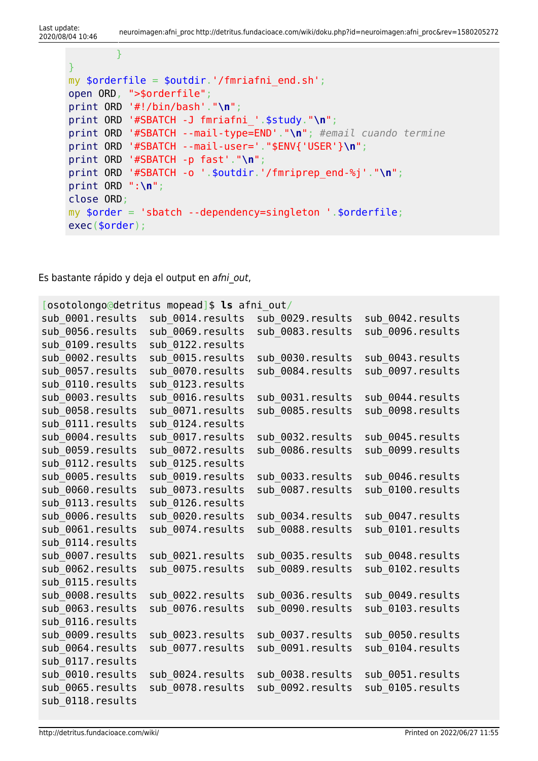```
        }
}
my $orderfile = $outdir.'/fmriafni_end.sh';
open ORD, ">$orderfile";
print ORD '#!/bin/bash'."\n";
print ORD '#SBATCH -J fmriafni_'.$study."\n";
print ORD '#SBATCH --mail-type=END'."\n"; #email cuando termine
print ORD '#SBATCH --mail-user='."$ENV{'USER'}\n";
print ORD '#SBATCH -p fast'."\n";
print ORD '#SBATCH -o '.$outdir.'/fmriprep_end-%j'."\n";
print ORD ":\n";
close ORD;
my $order = 'sbatch --dependency=singleton '.$orderfile;
exec($order);
```

Es bastante rápido y deja el output en *afni_out*,

```
[osotolongo@detritus mopead]$ ls afni_out/
sub_0001.results  sub_0014.results  sub_0029.results  sub_0042.results
sub_0056.results  sub_0069.results  sub_0083.results  sub_0096.results
sub_0109.results  sub_0122.results
sub_0002.results  sub_0015.results  sub_0030.results  sub_0043.results
sub_0057.results  sub_0070.results  sub_0084.results  sub_0097.results
sub_0110.results  sub_0123.results
sub_0003.results  sub_0016.results  sub_0031.results  sub_0044.results
sub_0058.results  sub_0071.results  sub_0085.results  sub_0098.results
sub_0111.results  sub_0124.results
sub_0004.results  sub_0017.results  sub_0032.results  sub_0045.results
sub_0059.results  sub_0072.results  sub_0086.results  sub_0099.results
sub_0112.results  sub_0125.results
sub_0005.results  sub_0019.results  sub_0033.results  sub_0046.results
sub_0060.results  sub_0073.results  sub_0087.results  sub_0100.results
sub_0113.results  sub_0126.results
sub_0006.results  sub_0020.results  sub_0034.results  sub_0047.results
sub_0061.results  sub_0074.results  sub_0088.results  sub_0101.results
sub_0114.results
sub_0007.results  sub_0021.results  sub_0035.results  sub_0048.results
sub_0062.results  sub_0075.results  sub_0089.results  sub_0102.results
sub_0115.results
sub_0008.results  sub_0022.results  sub_0036.results  sub_0049.results
sub_0063.results  sub_0076.results  sub_0090.results  sub_0103.results
sub_0116.results
sub_0009.results  sub_0023.results  sub_0037.results  sub_0050.results
sub_0064.results  sub_0077.results  sub_0091.results  sub_0104.results
sub_0117.results
sub_0010.results  sub_0024.results  sub_0038.results  sub_0051.results
sub_0065.results  sub_0078.results  sub_0092.results  sub_0105.results
sub_0118.results
```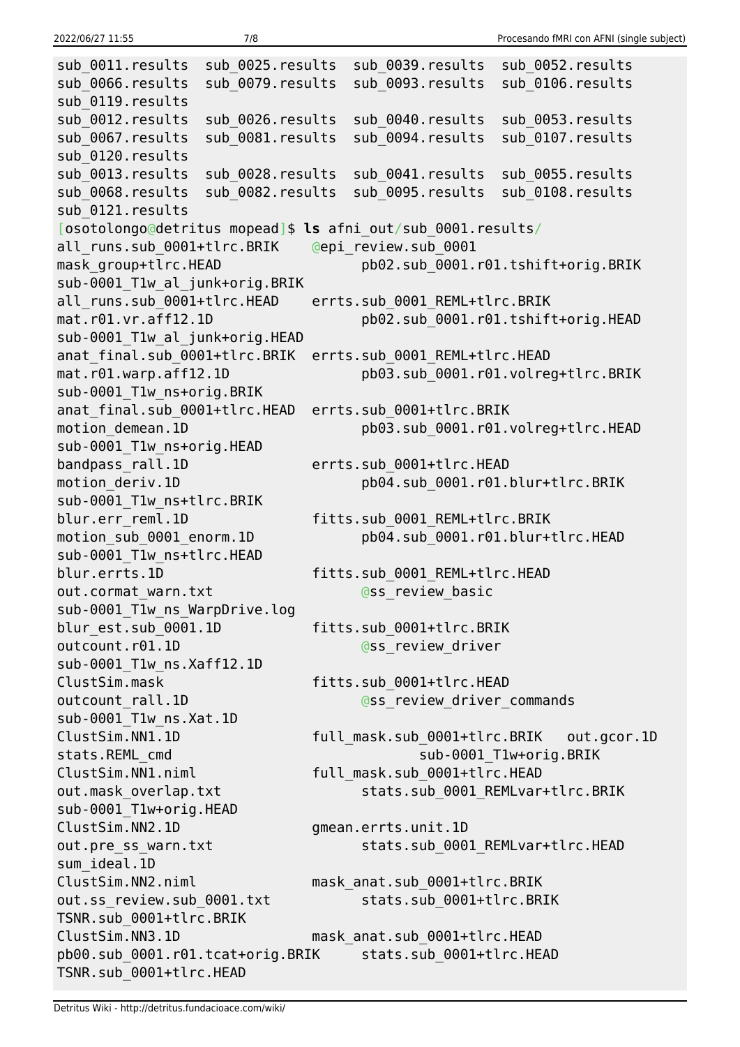```
sub_0011.results  sub_0025.results  sub_0039.results  sub_0052.results
sub_0066.results  sub_0079.results  sub_0093.results  sub_0106.results
sub_0119.results
sub_0012.results  sub_0026.results  sub_0040.results  sub_0053.results
sub_0067.results  sub_0081.results  sub_0094.results  sub_0107.results
sub_0120.results
sub_0013.results  sub_0028.results  sub_0041.results  sub_0055.results
sub_0068.results  sub_0082.results  sub_0095.results  sub_0108.results
sub_0121.results
[osotolongo@detritus mopead]$ ls afni_out/sub_0001.results/
all_runs.sub_0001+tlrc.BRIK    @epi_review.sub_0001
mask_group+tlrc.HEAD                 pb02.sub_0001.r01.tshift+orig.BRIK
sub-0001_T1w_al_junk+orig.BRIK
all_runs.sub_0001+tlrc.HEAD    errts.sub_0001_REML+tlrc.BRIK
mat.r01.vr.aff12.1D                  pb02.sub_0001.r01.tshift+orig.HEAD
sub-0001_T1w_al_junk+orig.HEAD
anat_final.sub_0001+tlrc.BRIK  errts.sub_0001_REML+tlrc.HEAD
mat.r01.warp.aff12.1D                pb03.sub_0001.r01.volreg+tlrc.BRIK
sub-0001_T1w_ns+orig.BRIK
anat_final.sub_0001+tlrc.HEAD  errts.sub_0001+tlrc.BRIK
motion_demean.1D                     pb03.sub_0001.r01.volreg+tlrc.HEAD
sub-0001_T1w_ns+orig.HEAD
bandpass_rall.1D               errts.sub_0001+tlrc.HEAD
motion_deriv.1D                      pb04.sub_0001.r01.blur+tlrc.BRIK
sub-0001_T1w_ns+tlrc.BRIK
blur.err_reml.1D               fitts.sub_0001_REML+tlrc.BRIK
motion_sub_0001_enorm.1D             pb04.sub_0001.r01.blur+tlrc.HEAD
sub-0001_T1w_ns+tlrc.HEAD
blur.errts.1D                  fitts.sub_0001_REML+tlrc.HEAD
out.cormat_warn.txt                  @ss_review_basic
sub-0001_T1w_ns_WarpDrive.log
blur_est.sub_0001.1D           fitts.sub_0001+tlrc.BRIK
outcount.r01.1D                      @ss_review_driver
sub-0001_T1w_ns.Xaff12.1D
ClustSim.mask                  fitts.sub_0001+tlrc.HEAD
outcount_rall.1D                     @ss_review_driver_commands
sub-0001_T1w_ns.Xat.1D
ClustSim.NN1.1D                full_mask.sub_0001+tlrc.BRIK   out.gcor.1D
stats.REML_cmd                              sub-0001_T1w+orig.BRIK
ClustSim.NN1.niml              full_mask.sub_0001+tlrc.HEAD
out.mask_overlap.txt                 stats.sub_0001_REMLvar+tlrc.BRIK
sub-0001_T1w+orig.HEAD
ClustSim.NN2.1D                gmean.errts.unit.1D
out.pre_ss_warn.txt                  stats.sub_0001_REMLvar+tlrc.HEAD
sum_ideal.1D
ClustSim.NN2.niml              mask_anat.sub_0001+tlrc.BRIK
out.ss_review.sub_0001.txt           stats.sub_0001+tlrc.BRIK
TSNR.sub_0001+tlrc.BRIK
ClustSim.NN3.1D                mask_anat.sub_0001+tlrc.HEAD
pb00.sub_0001.r01.tcat+orig.BRIK     stats.sub_0001+tlrc.HEAD
TSNR.sub_0001+tlrc.HEAD
```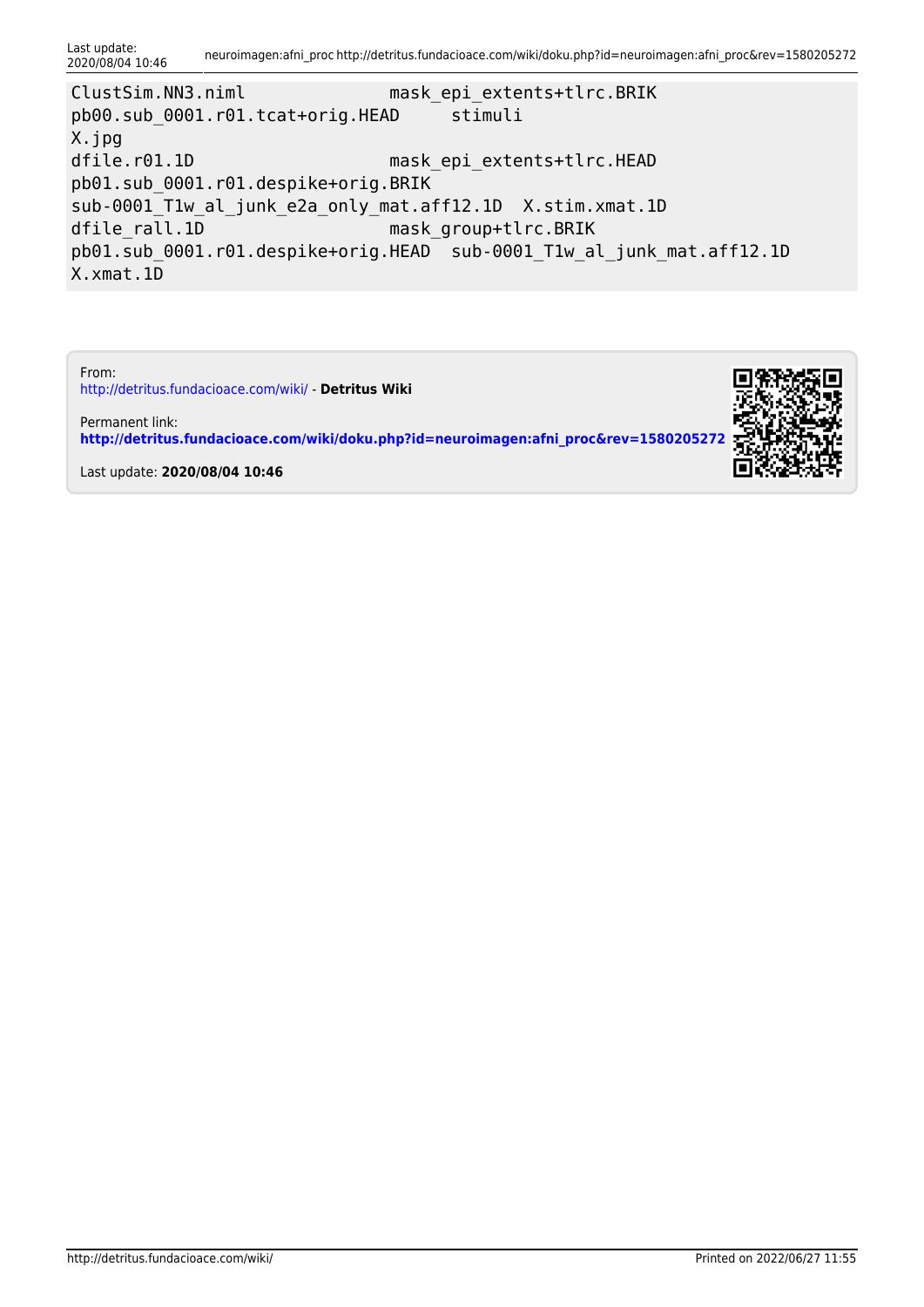```
ClustSim.NN3.niml             mask_epi_extents+tlrc.BRIK
pb00.sub_0001.r01.tcat+orig.HEAD     stimuli
X.jpg
dfile.r01.1D                  mask_epi_extents+tlrc.HEAD
pb01.sub_0001.r01.despike+orig.BRIK
sub-0001_T1w_al_junk_e2a_only_mat.aff12.1D  X.stim.xmat.1D
dfile_rall.1D                 mask_group+tlrc.BRIK
pb01.sub_0001.r01.despike+orig.HEAD  sub-0001_T1w_al_junk_mat.aff12.1D
X.xmat.1D
```

From:
http://detritus.fundacioace.com/wiki/ - **Detritus Wiki**

Permanent link:
**http://detritus.fundacioace.com/wiki/doku.php?id=neuroimagen:afni_proc&rev=1580205272**

Last update: **2020/08/04 10:46**